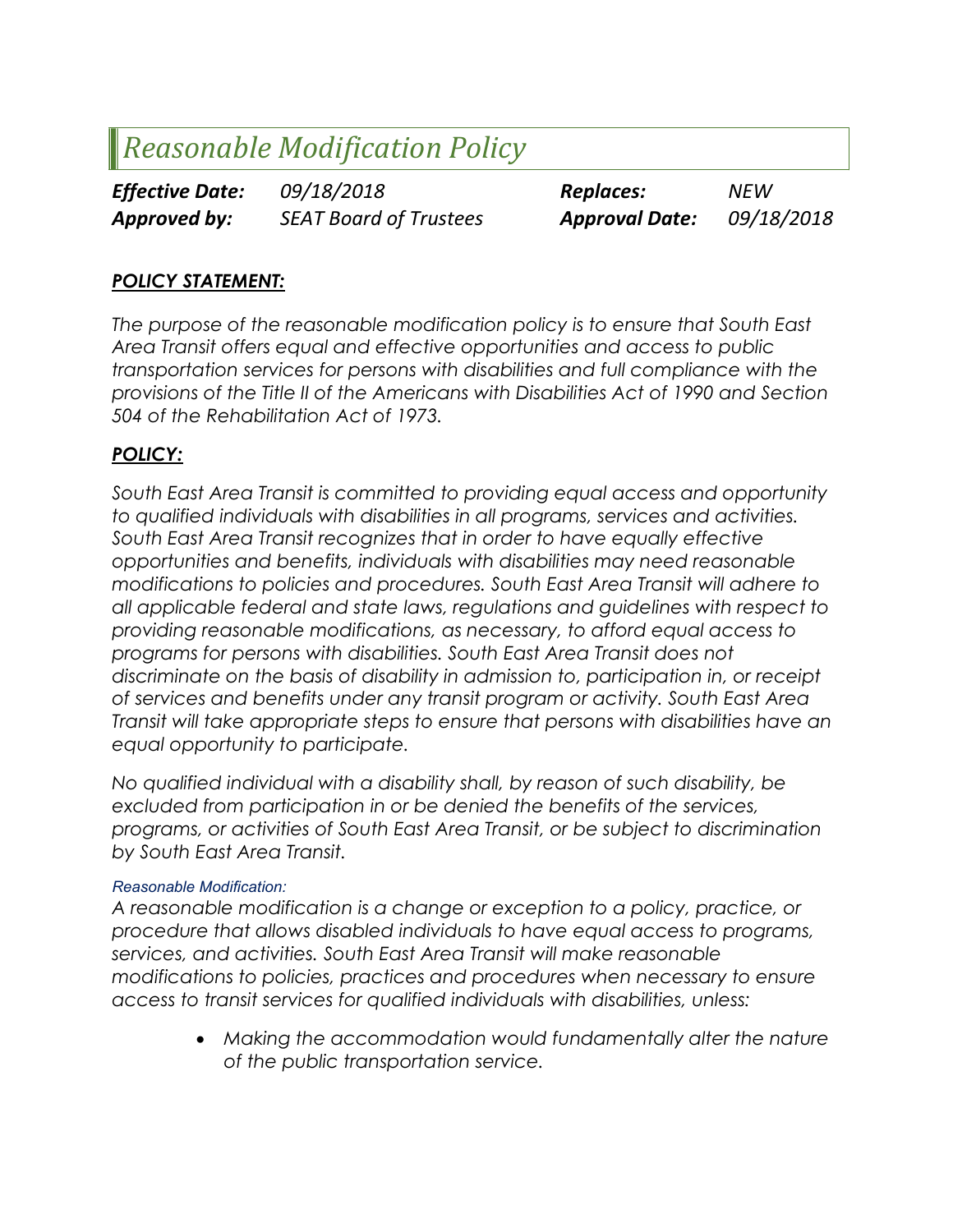# *Reasonable Modification Policy*

| | | | |
|---|---|---|---|
| ***Effective Date:*** | *09/18/2018* | ***Replaces:*** | *NEW* |
| ***Approved by:*** | *SEAT Board of Trustees* | ***Approval Date:*** | *09/18/2018* |

## ***POLICY STATEMENT:***

*The purpose of the reasonable modification policy is to ensure that South East Area Transit offers equal and effective opportunities and access to public transportation services for persons with disabilities and full compliance with the provisions of the Title II of the Americans with Disabilities Act of 1990 and Section 504 of the Rehabilitation Act of 1973.*

## ***POLICY:***

*South East Area Transit is committed to providing equal access and opportunity to qualified individuals with disabilities in all programs, services and activities. South East Area Transit recognizes that in order to have equally effective opportunities and benefits, individuals with disabilities may need reasonable modifications to policies and procedures. South East Area Transit will adhere to all applicable federal and state laws, regulations and guidelines with respect to providing reasonable modifications, as necessary, to afford equal access to programs for persons with disabilities. South East Area Transit does not discriminate on the basis of disability in admission to, participation in, or receipt of services and benefits under any transit program or activity. South East Area Transit will take appropriate steps to ensure that persons with disabilities have an equal opportunity to participate.*

*No qualified individual with a disability shall, by reason of such disability, be excluded from participation in or be denied the benefits of the services, programs, or activities of South East Area Transit, or be subject to discrimination by South East Area Transit.*

### *Reasonable Modification:*

*A reasonable modification is a change or exception to a policy, practice, or procedure that allows disabled individuals to have equal access to programs, services, and activities. South East Area Transit will make reasonable modifications to policies, practices and procedures when necessary to ensure access to transit services for qualified individuals with disabilities, unless:*

- *Making the accommodation would fundamentally alter the nature of the public transportation service.*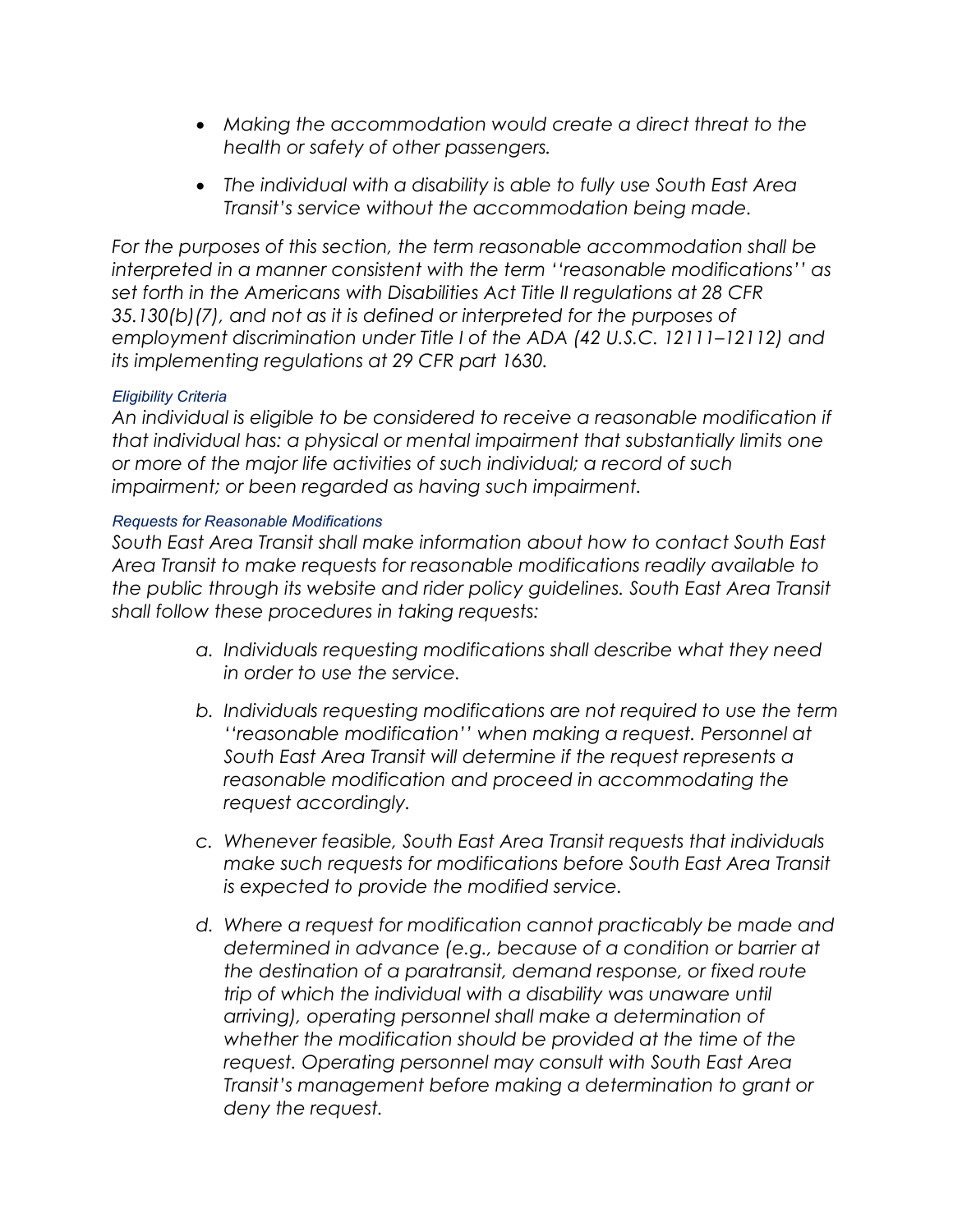- *Making the accommodation would create a direct threat to the health or safety of other passengers.*
- *The individual with a disability is able to fully use South East Area Transit's service without the accommodation being made.*

*For the purposes of this section, the term reasonable accommodation shall be interpreted in a manner consistent with the term ''reasonable modifications'' as set forth in the Americans with Disabilities Act Title II regulations at 28 CFR 35.130(b)(7), and not as it is defined or interpreted for the purposes of employment discrimination under Title I of the ADA (42 U.S.C. 12111–12112) and its implementing regulations at 29 CFR part 1630.*

### *Eligibility Criteria*

*An individual is eligible to be considered to receive a reasonable modification if that individual has: a physical or mental impairment that substantially limits one or more of the major life activities of such individual; a record of such impairment; or been regarded as having such impairment.*

### *Requests for Reasonable Modifications*

*South East Area Transit shall make information about how to contact South East Area Transit to make requests for reasonable modifications readily available to the public through its website and rider policy guidelines. South East Area Transit shall follow these procedures in taking requests:*

a. *Individuals requesting modifications shall describe what they need in order to use the service.*

b. *Individuals requesting modifications are not required to use the term ''reasonable modification'' when making a request. Personnel at South East Area Transit will determine if the request represents a reasonable modification and proceed in accommodating the request accordingly.*

c. *Whenever feasible, South East Area Transit requests that individuals make such requests for modifications before South East Area Transit is expected to provide the modified service.*

d. *Where a request for modification cannot practicably be made and determined in advance (e.g., because of a condition or barrier at the destination of a paratransit, demand response, or fixed route trip of which the individual with a disability was unaware until arriving), operating personnel shall make a determination of whether the modification should be provided at the time of the request. Operating personnel may consult with South East Area Transit's management before making a determination to grant or deny the request.*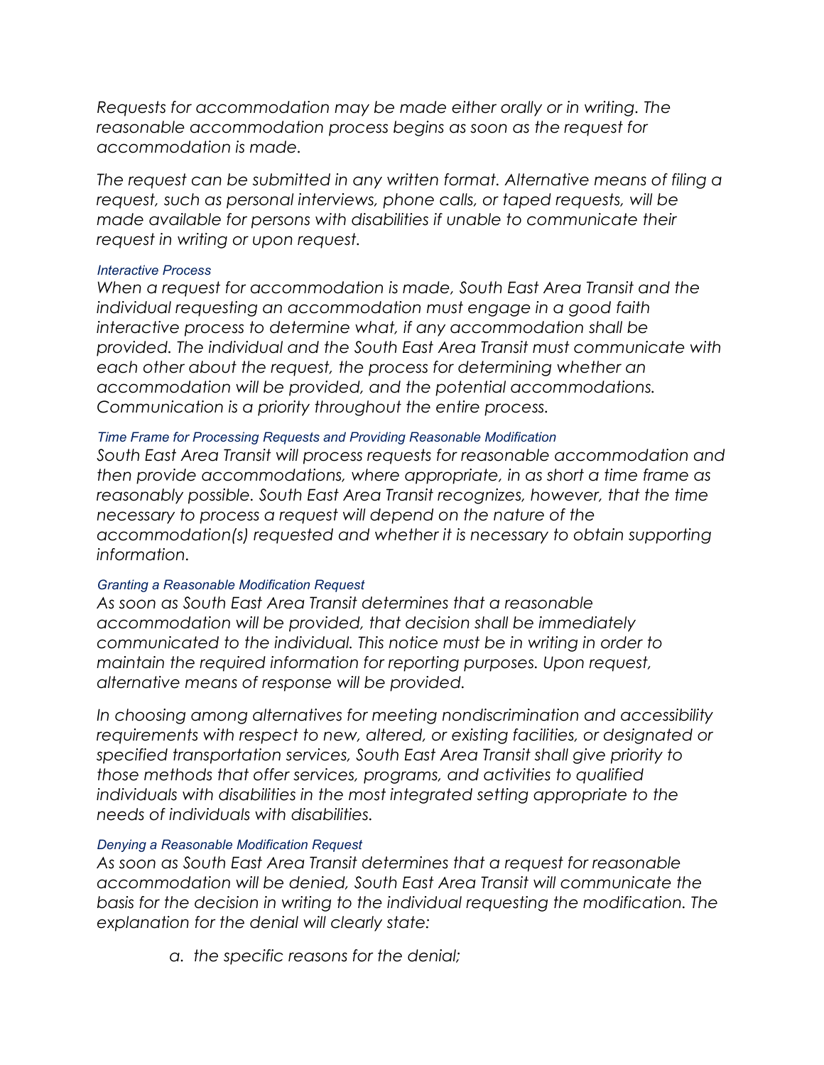*Requests for accommodation may be made either orally or in writing. The reasonable accommodation process begins as soon as the request for accommodation is made.*

*The request can be submitted in any written format. Alternative means of filing a request, such as personal interviews, phone calls, or taped requests, will be made available for persons with disabilities if unable to communicate their request in writing or upon request.*

### *Interactive Process*

*When a request for accommodation is made, South East Area Transit and the individual requesting an accommodation must engage in a good faith interactive process to determine what, if any accommodation shall be provided. The individual and the South East Area Transit must communicate with each other about the request, the process for determining whether an accommodation will be provided, and the potential accommodations. Communication is a priority throughout the entire process.*

### *Time Frame for Processing Requests and Providing Reasonable Modification*

*South East Area Transit will process requests for reasonable accommodation and then provide accommodations, where appropriate, in as short a time frame as reasonably possible. South East Area Transit recognizes, however, that the time necessary to process a request will depend on the nature of the accommodation(s) requested and whether it is necessary to obtain supporting information.*

### *Granting a Reasonable Modification Request*

*As soon as South East Area Transit determines that a reasonable accommodation will be provided, that decision shall be immediately communicated to the individual. This notice must be in writing in order to maintain the required information for reporting purposes. Upon request, alternative means of response will be provided.*

*In choosing among alternatives for meeting nondiscrimination and accessibility requirements with respect to new, altered, or existing facilities, or designated or specified transportation services, South East Area Transit shall give priority to those methods that offer services, programs, and activities to qualified individuals with disabilities in the most integrated setting appropriate to the needs of individuals with disabilities.*

### *Denying a Reasonable Modification Request*

*As soon as South East Area Transit determines that a request for reasonable accommodation will be denied, South East Area Transit will communicate the basis for the decision in writing to the individual requesting the modification. The explanation for the denial will clearly state:*

a. *the specific reasons for the denial;*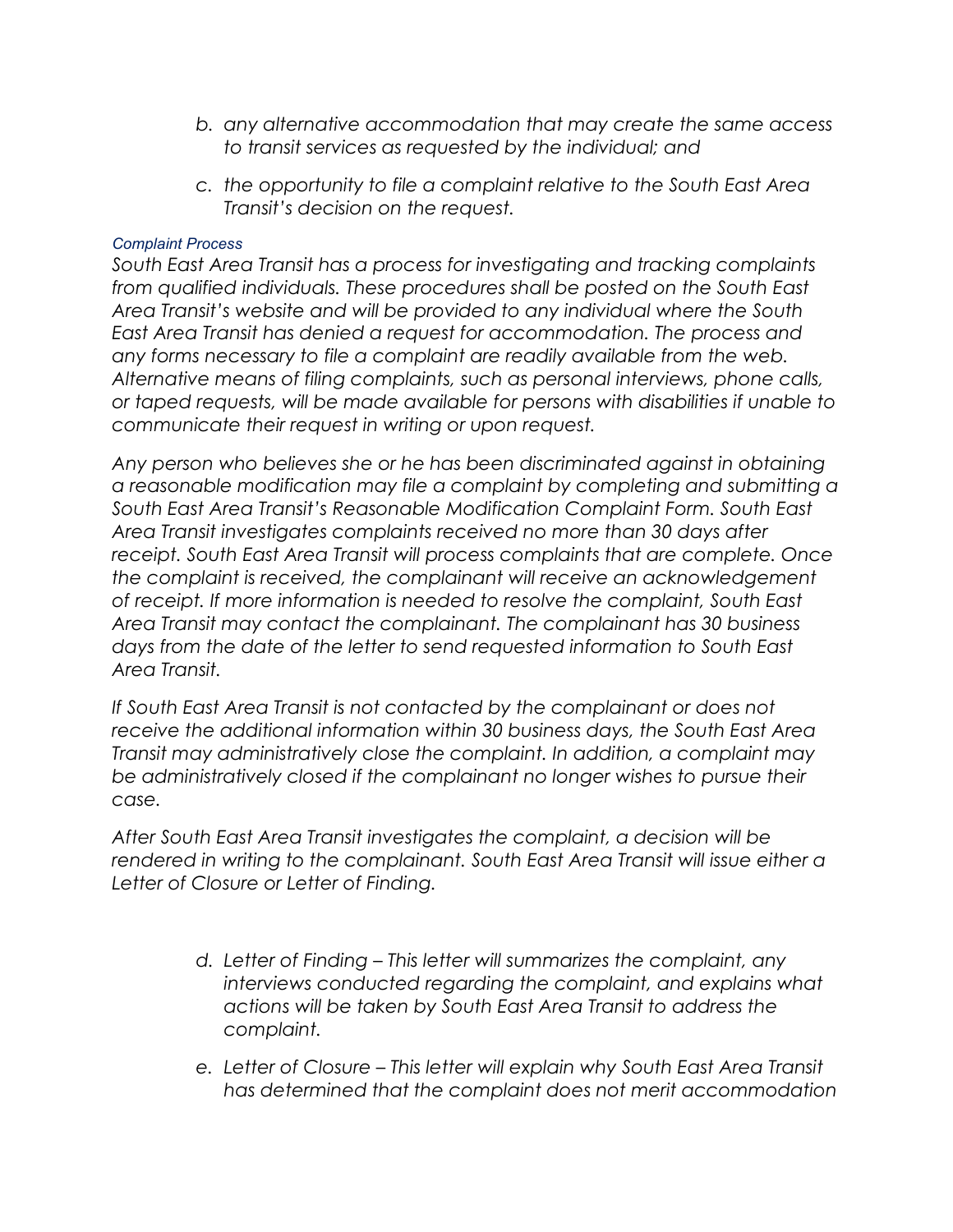b. *any alternative accommodation that may create the same access to transit services as requested by the individual; and*

c. *the opportunity to file a complaint relative to the South East Area Transit's decision on the request.*

### *Complaint Process*

*South East Area Transit has a process for investigating and tracking complaints from qualified individuals. These procedures shall be posted on the South East Area Transit's website and will be provided to any individual where the South East Area Transit has denied a request for accommodation. The process and any forms necessary to file a complaint are readily available from the web. Alternative means of filing complaints, such as personal interviews, phone calls, or taped requests, will be made available for persons with disabilities if unable to communicate their request in writing or upon request.*

*Any person who believes she or he has been discriminated against in obtaining a reasonable modification may file a complaint by completing and submitting a South East Area Transit's Reasonable Modification Complaint Form. South East Area Transit investigates complaints received no more than 30 days after receipt. South East Area Transit will process complaints that are complete. Once the complaint is received, the complainant will receive an acknowledgement of receipt. If more information is needed to resolve the complaint, South East Area Transit may contact the complainant. The complainant has 30 business days from the date of the letter to send requested information to South East Area Transit.*

*If South East Area Transit is not contacted by the complainant or does not receive the additional information within 30 business days, the South East Area Transit may administratively close the complaint. In addition, a complaint may be administratively closed if the complainant no longer wishes to pursue their case.*

*After South East Area Transit investigates the complaint, a decision will be rendered in writing to the complainant. South East Area Transit will issue either a Letter of Closure or Letter of Finding.*

d. *Letter of Finding – This letter will summarizes the complaint, any interviews conducted regarding the complaint, and explains what actions will be taken by South East Area Transit to address the complaint.*

e. *Letter of Closure – This letter will explain why South East Area Transit has determined that the complaint does not merit accommodation*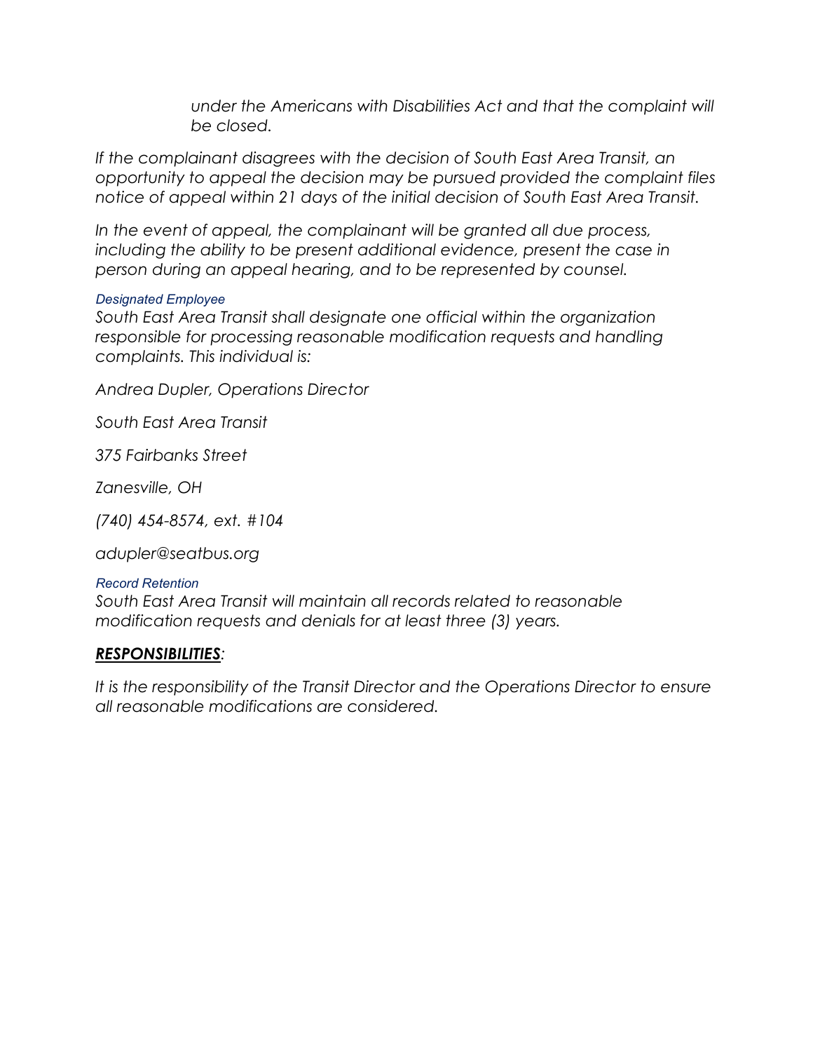*under the Americans with Disabilities Act and that the complaint will be closed.*

*If the complainant disagrees with the decision of South East Area Transit, an opportunity to appeal the decision may be pursued provided the complaint files notice of appeal within 21 days of the initial decision of South East Area Transit.*

*In the event of appeal, the complainant will be granted all due process, including the ability to be present additional evidence, present the case in person during an appeal hearing, and to be represented by counsel.*

*Designated Employee*

*South East Area Transit shall designate one official within the organization responsible for processing reasonable modification requests and handling complaints. This individual is:*

*Andrea Dupler, Operations Director*

*South East Area Transit*

*375 Fairbanks Street*

*Zanesville, OH*

*(740) 454-8574, ext. #104*

*adupler@seatbus.org*

*Record Retention*

*South East Area Transit will maintain all records related to reasonable modification requests and denials for at least three (3) years.*

### ***RESPONSIBILITIES***:

*It is the responsibility of the Transit Director and the Operations Director to ensure all reasonable modifications are considered.*